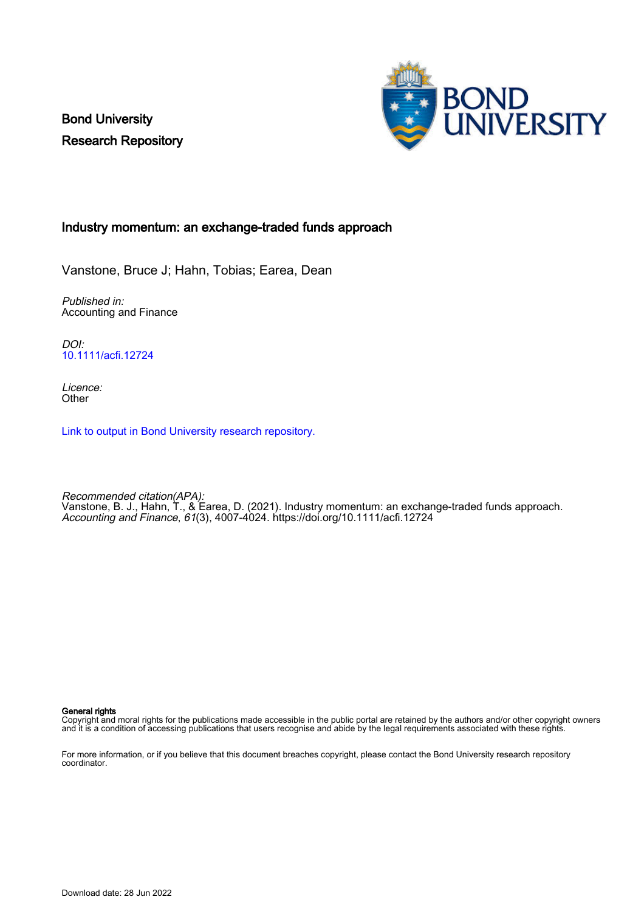Bond University
Research Repository

# Industry momentum: an exchange-traded funds approach

Vanstone, Bruce J; Hahn, Tobias; Earea, Dean

*Published in:*
Accounting and Finance

*DOI:*
10.1111/acfi.12724

*Licence:*
Other

Link to output in Bond University research repository.

*Recommended citation(APA):*
Vanstone, B. J., Hahn, T., & Earea, D. (2021). Industry momentum: an exchange-traded funds approach. *Accounting and Finance*, *61*(3), 4007-4024. https://doi.org/10.1111/acfi.12724

**General rights**
Copyright and moral rights for the publications made accessible in the public portal are retained by the authors and/or other copyright owners and it is a condition of accessing publications that users recognise and abide by the legal requirements associated with these rights.

For more information, or if you believe that this document breaches copyright, please contact the Bond University research repository coordinator.

Download date: 28 Jun 2022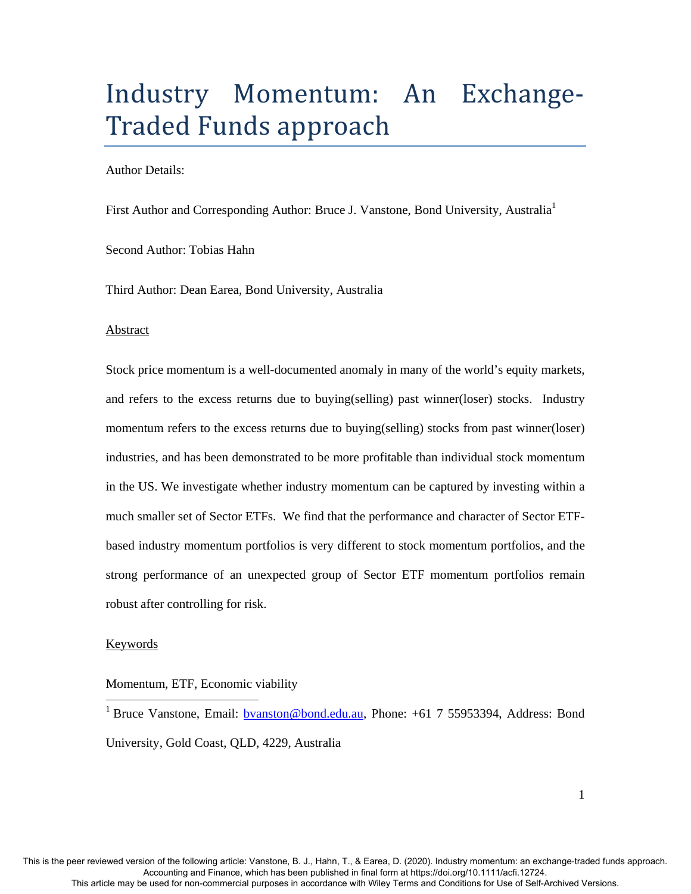# Industry Momentum: An Exchange-Traded Funds approach

Author Details:

First Author and Corresponding Author: Bruce J. Vanstone, Bond University, Australia[1]

Second Author: Tobias Hahn

Third Author: Dean Earea, Bond University, Australia

Abstract

Stock price momentum is a well-documented anomaly in many of the world's equity markets, and refers to the excess returns due to buying(selling) past winner(loser) stocks. Industry momentum refers to the excess returns due to buying(selling) stocks from past winner(loser) industries, and has been demonstrated to be more profitable than individual stock momentum in the US. We investigate whether industry momentum can be captured by investing within a much smaller set of Sector ETFs. We find that the performance and character of Sector ETF-based industry momentum portfolios is very different to stock momentum portfolios, and the strong performance of an unexpected group of Sector ETF momentum portfolios remain robust after controlling for risk.

Keywords

Momentum, ETF, Economic viability

[1] Bruce Vanstone, Email: bvanston@bond.edu.au, Phone: +61 7 55953394, Address: Bond University, Gold Coast, QLD, 4229, Australia

This is the peer reviewed version of the following article: Vanstone, B. J., Hahn, T., & Earea, D. (2020). Industry momentum: an exchange-traded funds approach. Accounting and Finance, which has been published in final form at https://doi.org/10.1111/acfi.12724.
This article may be used for non-commercial purposes in accordance with Wiley Terms and Conditions for Use of Self-Archived Versions.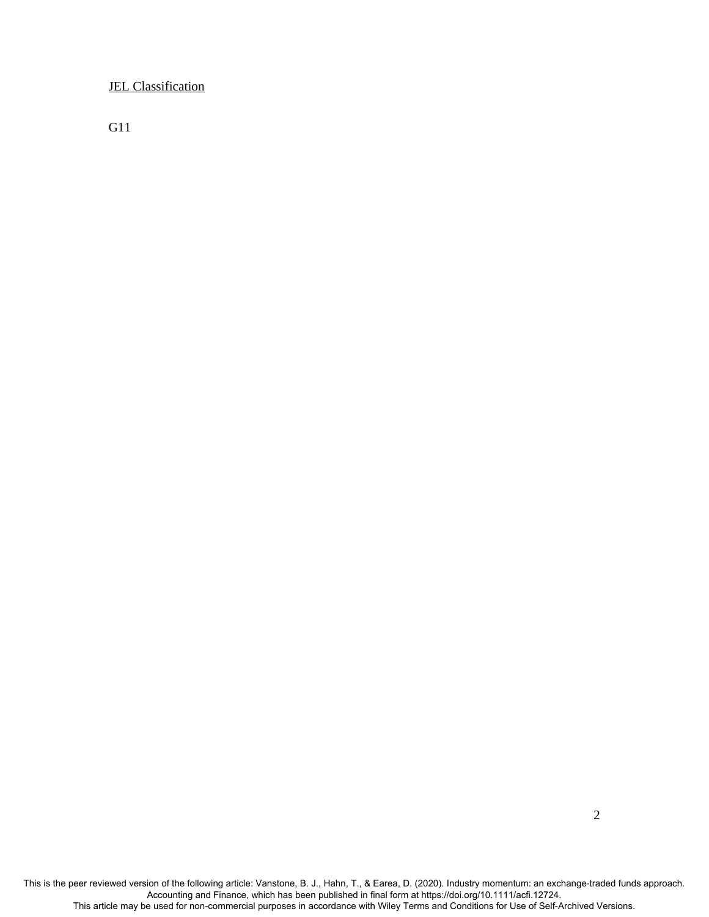JEL Classification

G11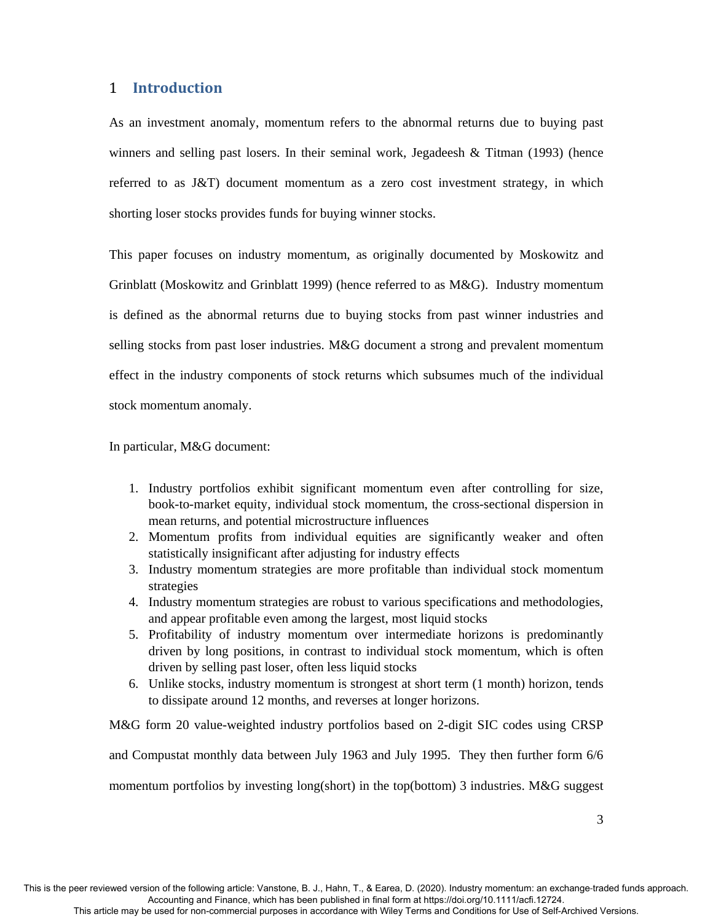## 1 Introduction

As an investment anomaly, momentum refers to the abnormal returns due to buying past winners and selling past losers. In their seminal work, Jegadeesh & Titman (1993) (hence referred to as J&T) document momentum as a zero cost investment strategy, in which shorting loser stocks provides funds for buying winner stocks.

This paper focuses on industry momentum, as originally documented by Moskowitz and Grinblatt (Moskowitz and Grinblatt 1999) (hence referred to as M&G). Industry momentum is defined as the abnormal returns due to buying stocks from past winner industries and selling stocks from past loser industries. M&G document a strong and prevalent momentum effect in the industry components of stock returns which subsumes much of the individual stock momentum anomaly.

In particular, M&G document:

1. Industry portfolios exhibit significant momentum even after controlling for size, book-to-market equity, individual stock momentum, the cross-sectional dispersion in mean returns, and potential microstructure influences
2. Momentum profits from individual equities are significantly weaker and often statistically insignificant after adjusting for industry effects
3. Industry momentum strategies are more profitable than individual stock momentum strategies
4. Industry momentum strategies are robust to various specifications and methodologies, and appear profitable even among the largest, most liquid stocks
5. Profitability of industry momentum over intermediate horizons is predominantly driven by long positions, in contrast to individual stock momentum, which is often driven by selling past loser, often less liquid stocks
6. Unlike stocks, industry momentum is strongest at short term (1 month) horizon, tends to dissipate around 12 months, and reverses at longer horizons.

M&G form 20 value-weighted industry portfolios based on 2-digit SIC codes using CRSP and Compustat monthly data between July 1963 and July 1995. They then further form 6/6 momentum portfolios by investing long(short) in the top(bottom) 3 industries. M&G suggest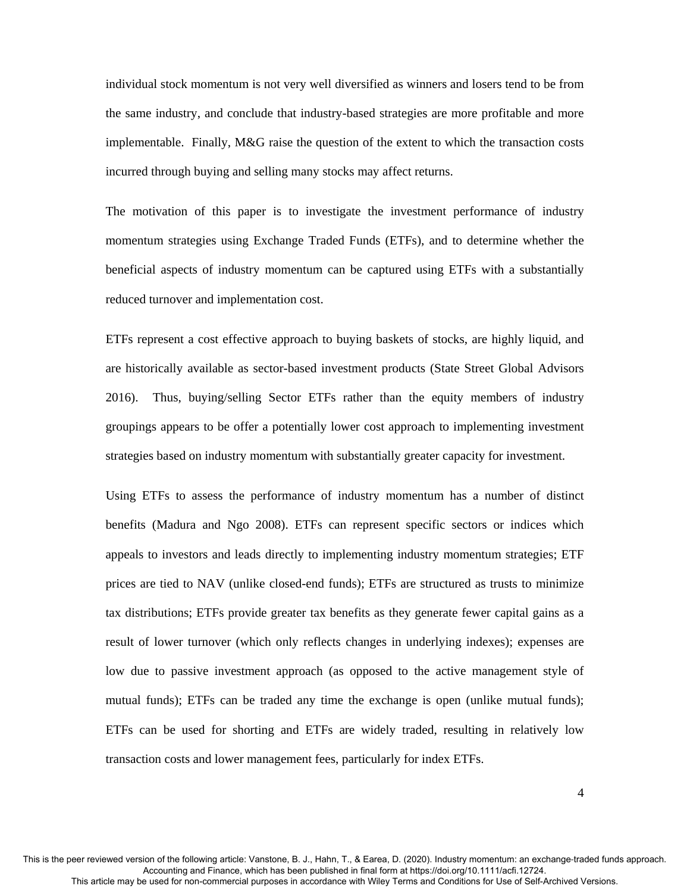individual stock momentum is not very well diversified as winners and losers tend to be from the same industry, and conclude that industry-based strategies are more profitable and more implementable. Finally, M&G raise the question of the extent to which the transaction costs incurred through buying and selling many stocks may affect returns.

The motivation of this paper is to investigate the investment performance of industry momentum strategies using Exchange Traded Funds (ETFs), and to determine whether the beneficial aspects of industry momentum can be captured using ETFs with a substantially reduced turnover and implementation cost.

ETFs represent a cost effective approach to buying baskets of stocks, are highly liquid, and are historically available as sector-based investment products (State Street Global Advisors 2016). Thus, buying/selling Sector ETFs rather than the equity members of industry groupings appears to be offer a potentially lower cost approach to implementing investment strategies based on industry momentum with substantially greater capacity for investment.

Using ETFs to assess the performance of industry momentum has a number of distinct benefits (Madura and Ngo 2008). ETFs can represent specific sectors or indices which appeals to investors and leads directly to implementing industry momentum strategies; ETF prices are tied to NAV (unlike closed-end funds); ETFs are structured as trusts to minimize tax distributions; ETFs provide greater tax benefits as they generate fewer capital gains as a result of lower turnover (which only reflects changes in underlying indexes); expenses are low due to passive investment approach (as opposed to the active management style of mutual funds); ETFs can be traded any time the exchange is open (unlike mutual funds); ETFs can be used for shorting and ETFs are widely traded, resulting in relatively low transaction costs and lower management fees, particularly for index ETFs.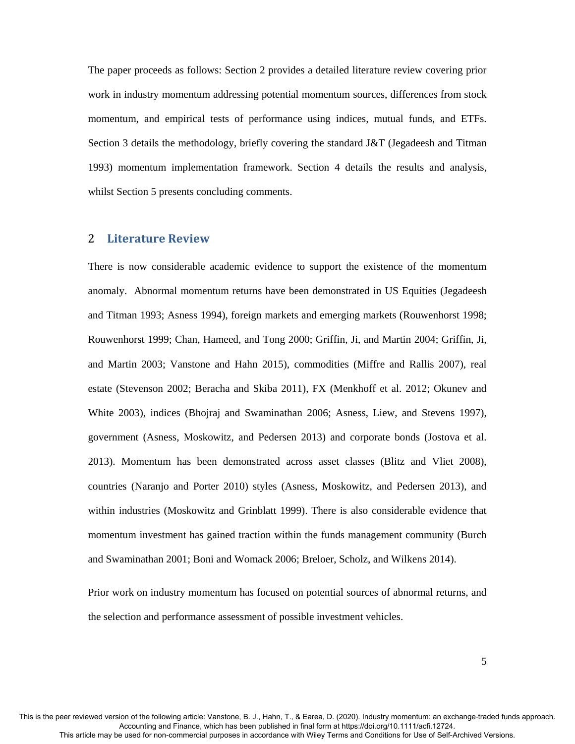The paper proceeds as follows: Section 2 provides a detailed literature review covering prior work in industry momentum addressing potential momentum sources, differences from stock momentum, and empirical tests of performance using indices, mutual funds, and ETFs. Section 3 details the methodology, briefly covering the standard J&T (Jegadeesh and Titman 1993) momentum implementation framework. Section 4 details the results and analysis, whilst Section 5 presents concluding comments.

## 2 Literature Review

There is now considerable academic evidence to support the existence of the momentum anomaly. Abnormal momentum returns have been demonstrated in US Equities (Jegadeesh and Titman 1993; Asness 1994), foreign markets and emerging markets (Rouwenhorst 1998; Rouwenhorst 1999; Chan, Hameed, and Tong 2000; Griffin, Ji, and Martin 2004; Griffin, Ji, and Martin 2003; Vanstone and Hahn 2015), commodities (Miffre and Rallis 2007), real estate (Stevenson 2002; Beracha and Skiba 2011), FX (Menkhoff et al. 2012; Okunev and White 2003), indices (Bhojraj and Swaminathan 2006; Asness, Liew, and Stevens 1997), government (Asness, Moskowitz, and Pedersen 2013) and corporate bonds (Jostova et al. 2013). Momentum has been demonstrated across asset classes (Blitz and Vliet 2008), countries (Naranjo and Porter 2010) styles (Asness, Moskowitz, and Pedersen 2013), and within industries (Moskowitz and Grinblatt 1999). There is also considerable evidence that momentum investment has gained traction within the funds management community (Burch and Swaminathan 2001; Boni and Womack 2006; Breloer, Scholz, and Wilkens 2014).

Prior work on industry momentum has focused on potential sources of abnormal returns, and the selection and performance assessment of possible investment vehicles.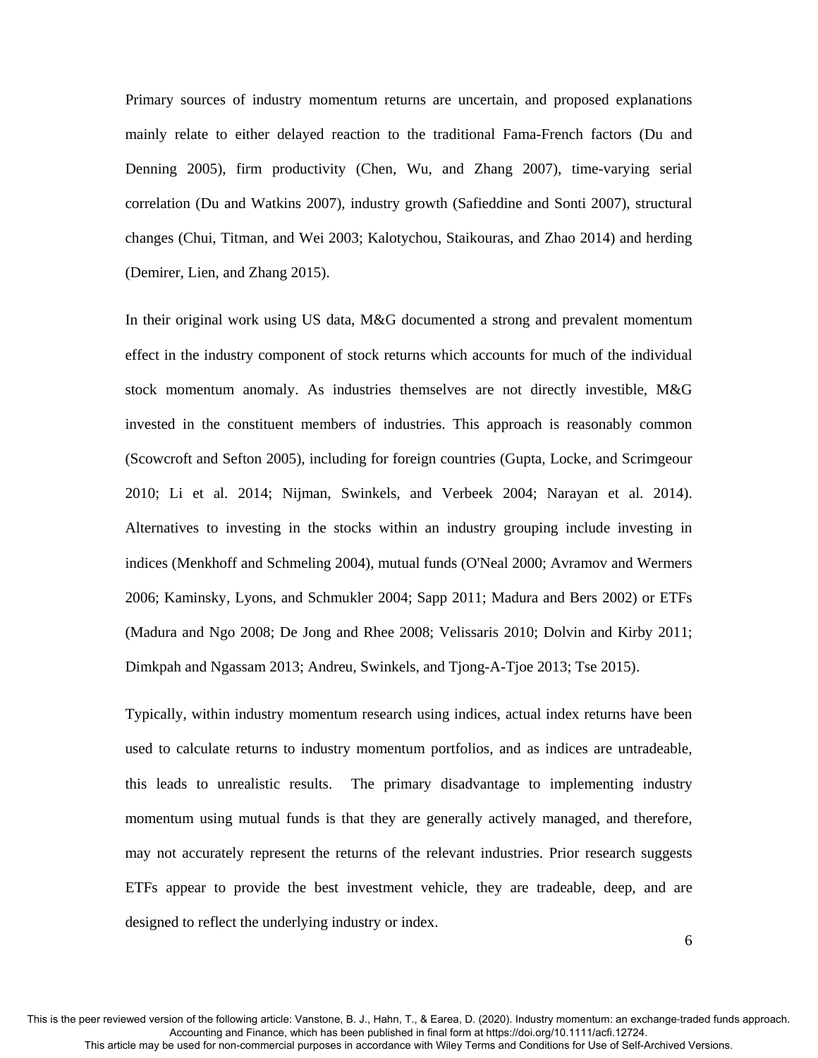Primary sources of industry momentum returns are uncertain, and proposed explanations mainly relate to either delayed reaction to the traditional Fama-French factors (Du and Denning 2005), firm productivity (Chen, Wu, and Zhang 2007), time-varying serial correlation (Du and Watkins 2007), industry growth (Safieddine and Sonti 2007), structural changes (Chui, Titman, and Wei 2003; Kalotychou, Staikouras, and Zhao 2014) and herding (Demirer, Lien, and Zhang 2015).

In their original work using US data, M&G documented a strong and prevalent momentum effect in the industry component of stock returns which accounts for much of the individual stock momentum anomaly. As industries themselves are not directly investible, M&G invested in the constituent members of industries. This approach is reasonably common (Scowcroft and Sefton 2005), including for foreign countries (Gupta, Locke, and Scrimgeour 2010; Li et al. 2014; Nijman, Swinkels, and Verbeek 2004; Narayan et al. 2014). Alternatives to investing in the stocks within an industry grouping include investing in indices (Menkhoff and Schmeling 2004), mutual funds (O'Neal 2000; Avramov and Wermers 2006; Kaminsky, Lyons, and Schmukler 2004; Sapp 2011; Madura and Bers 2002) or ETFs (Madura and Ngo 2008; De Jong and Rhee 2008; Velissaris 2010; Dolvin and Kirby 2011; Dimkpah and Ngassam 2013; Andreu, Swinkels, and Tjong-A-Tjoe 2013; Tse 2015).

Typically, within industry momentum research using indices, actual index returns have been used to calculate returns to industry momentum portfolios, and as indices are untradeable, this leads to unrealistic results. The primary disadvantage to implementing industry momentum using mutual funds is that they are generally actively managed, and therefore, may not accurately represent the returns of the relevant industries. Prior research suggests ETFs appear to provide the best investment vehicle, they are tradeable, deep, and are designed to reflect the underlying industry or index.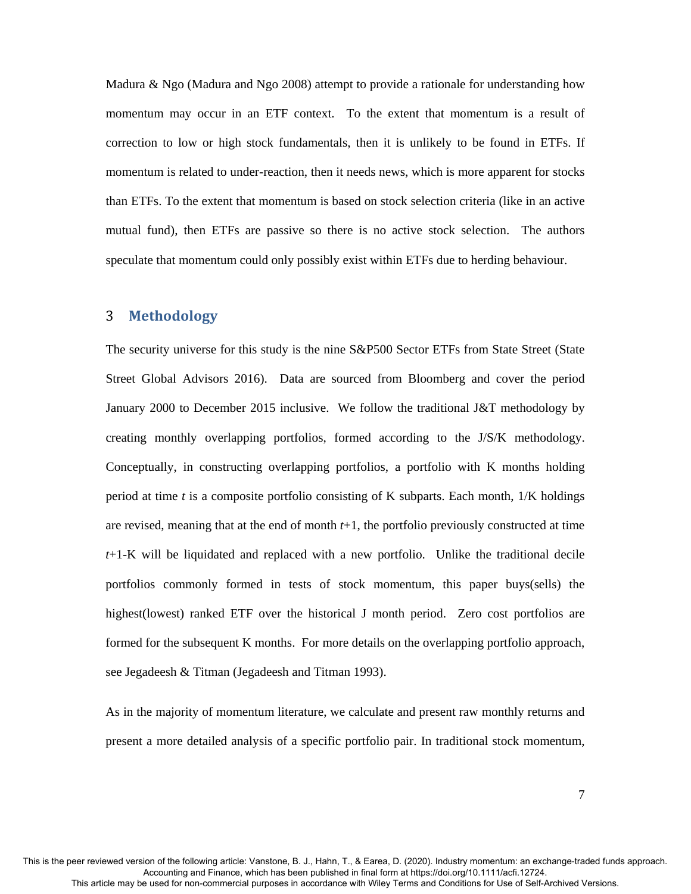Madura & Ngo (Madura and Ngo 2008) attempt to provide a rationale for understanding how momentum may occur in an ETF context. To the extent that momentum is a result of correction to low or high stock fundamentals, then it is unlikely to be found in ETFs. If momentum is related to under-reaction, then it needs news, which is more apparent for stocks than ETFs. To the extent that momentum is based on stock selection criteria (like in an active mutual fund), then ETFs are passive so there is no active stock selection. The authors speculate that momentum could only possibly exist within ETFs due to herding behaviour.

## 3 Methodology

The security universe for this study is the nine S&P500 Sector ETFs from State Street (State Street Global Advisors 2016). Data are sourced from Bloomberg and cover the period January 2000 to December 2015 inclusive. We follow the traditional J&T methodology by creating monthly overlapping portfolios, formed according to the J/S/K methodology. Conceptually, in constructing overlapping portfolios, a portfolio with K months holding period at time *t* is a composite portfolio consisting of K subparts. Each month, 1/K holdings are revised, meaning that at the end of month *t*+1, the portfolio previously constructed at time *t*+1-K will be liquidated and replaced with a new portfolio. Unlike the traditional decile portfolios commonly formed in tests of stock momentum, this paper buys(sells) the highest(lowest) ranked ETF over the historical J month period. Zero cost portfolios are formed for the subsequent K months. For more details on the overlapping portfolio approach, see Jegadeesh & Titman (Jegadeesh and Titman 1993).

As in the majority of momentum literature, we calculate and present raw monthly returns and present a more detailed analysis of a specific portfolio pair. In traditional stock momentum,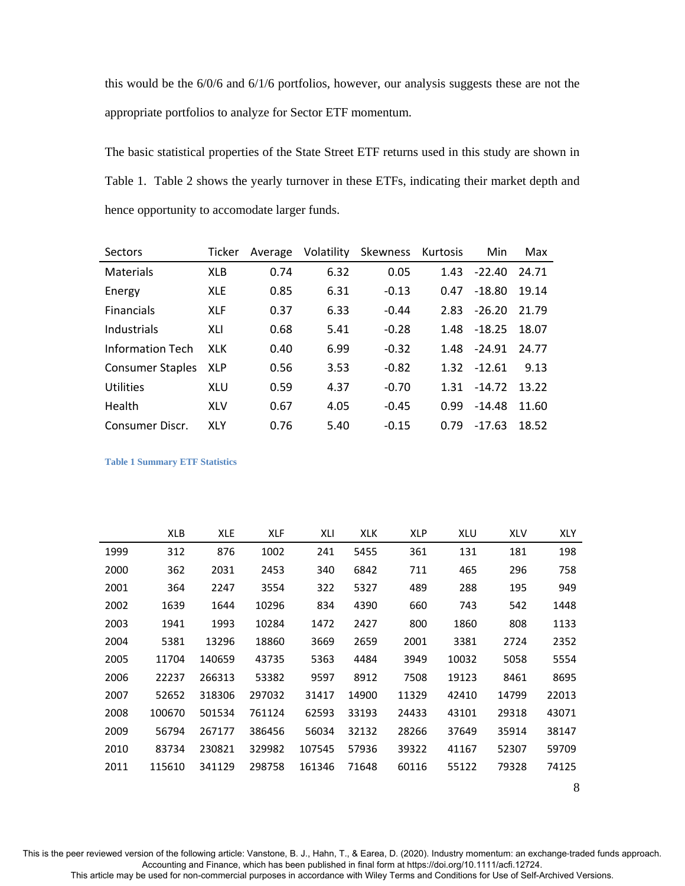this would be the 6/0/6 and 6/1/6 portfolios, however, our analysis suggests these are not the appropriate portfolios to analyze for Sector ETF momentum.

The basic statistical properties of the State Street ETF returns used in this study are shown in Table 1. Table 2 shows the yearly turnover in these ETFs, indicating their market depth and hence opportunity to accomodate larger funds.

| Sectors | Ticker | Average | Volatility | Skewness | Kurtosis | Min | Max |
|---|---|---|---|---|---|---|---|
| Materials | XLB | 0.74 | 6.32 | 0.05 | 1.43 | -22.40 | 24.71 |
| Energy | XLE | 0.85 | 6.31 | -0.13 | 0.47 | -18.80 | 19.14 |
| Financials | XLF | 0.37 | 6.33 | -0.44 | 2.83 | -26.20 | 21.79 |
| Industrials | XLI | 0.68 | 5.41 | -0.28 | 1.48 | -18.25 | 18.07 |
| Information Tech | XLK | 0.40 | 6.99 | -0.32 | 1.48 | -24.91 | 24.77 |
| Consumer Staples | XLP | 0.56 | 3.53 | -0.82 | 1.32 | -12.61 | 9.13 |
| Utilities | XLU | 0.59 | 4.37 | -0.70 | 1.31 | -14.72 | 13.22 |
| Health | XLV | 0.67 | 4.05 | -0.45 | 0.99 | -14.48 | 11.60 |
| Consumer Discr. | XLY | 0.76 | 5.40 | -0.15 | 0.79 | -17.63 | 18.52 |

**Table 1 Summary ETF Statistics**

| | XLB | XLE | XLF | XLI | XLK | XLP | XLU | XLV | XLY |
|---|---|---|---|---|---|---|---|---|---|
| 1999 | 312 | 876 | 1002 | 241 | 5455 | 361 | 131 | 181 | 198 |
| 2000 | 362 | 2031 | 2453 | 340 | 6842 | 711 | 465 | 296 | 758 |
| 2001 | 364 | 2247 | 3554 | 322 | 5327 | 489 | 288 | 195 | 949 |
| 2002 | 1639 | 1644 | 10296 | 834 | 4390 | 660 | 743 | 542 | 1448 |
| 2003 | 1941 | 1993 | 10284 | 1472 | 2427 | 800 | 1860 | 808 | 1133 |
| 2004 | 5381 | 13296 | 18860 | 3669 | 2659 | 2001 | 3381 | 2724 | 2352 |
| 2005 | 11704 | 140659 | 43735 | 5363 | 4484 | 3949 | 10032 | 5058 | 5554 |
| 2006 | 22237 | 266313 | 53382 | 9597 | 8912 | 7508 | 19123 | 8461 | 8695 |
| 2007 | 52652 | 318306 | 297032 | 31417 | 14900 | 11329 | 42410 | 14799 | 22013 |
| 2008 | 100670 | 501534 | 761124 | 62593 | 33193 | 24433 | 43101 | 29318 | 43071 |
| 2009 | 56794 | 267177 | 386456 | 56034 | 32132 | 28266 | 37649 | 35914 | 38147 |
| 2010 | 83734 | 230821 | 329982 | 107545 | 57936 | 39322 | 41167 | 52307 | 59709 |
| 2011 | 115610 | 341129 | 298758 | 161346 | 71648 | 60116 | 55122 | 79328 | 74125 |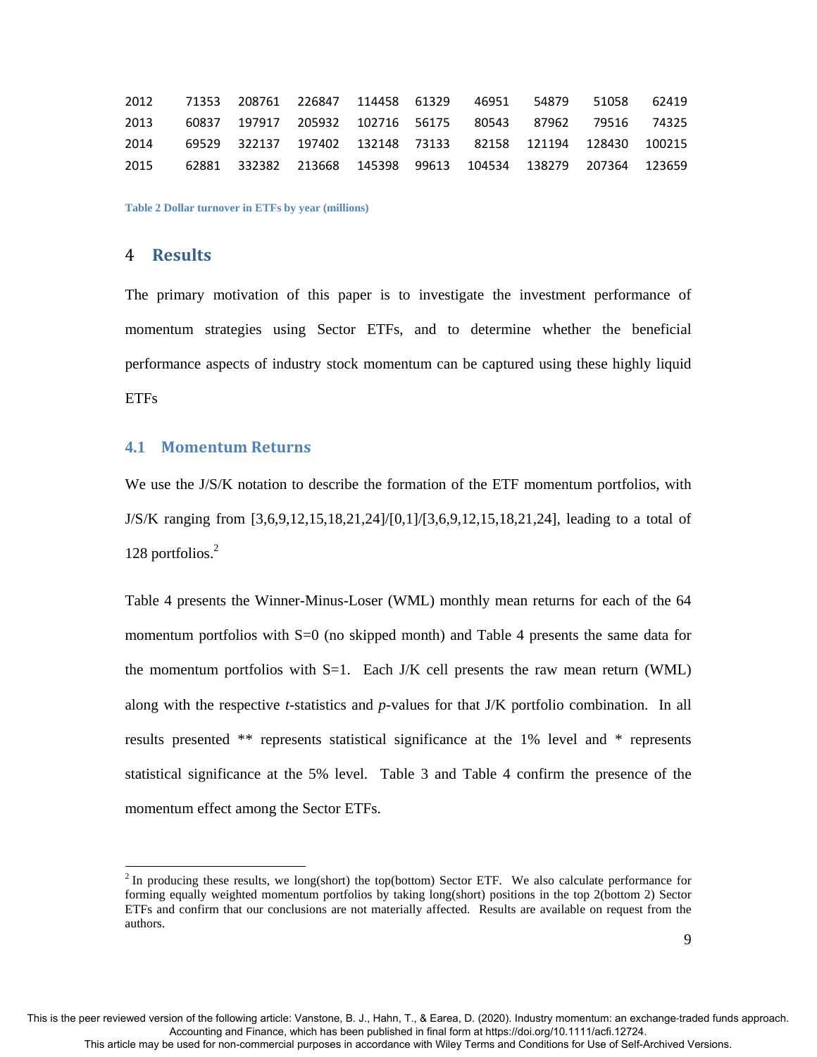| 2012 | 71353 | 208761 | 226847 | 114458 | 61329 | 46951 | 54879 | 51058 | 62419 |
|---|---|---|---|---|---|---|---|---|---|
| 2013 | 60837 | 197917 | 205932 | 102716 | 56175 | 80543 | 87962 | 79516 | 74325 |
| 2014 | 69529 | 322137 | 197402 | 132148 | 73133 | 82158 | 121194 | 128430 | 100215 |
| 2015 | 62881 | 332382 | 213668 | 145398 | 99613 | 104534 | 138279 | 207364 | 123659 |

**Table 2 Dollar turnover in ETFs by year (millions)**

# 4 Results

The primary motivation of this paper is to investigate the investment performance of momentum strategies using Sector ETFs, and to determine whether the beneficial performance aspects of industry stock momentum can be captured using these highly liquid ETFs

## 4.1 Momentum Returns

We use the J/S/K notation to describe the formation of the ETF momentum portfolios, with J/S/K ranging from [3,6,9,12,15,18,21,24]/[0,1]/[3,6,9,12,15,18,21,24], leading to a total of 128 portfolios.[2]

Table 4 presents the Winner-Minus-Loser (WML) monthly mean returns for each of the 64 momentum portfolios with S=0 (no skipped month) and Table 4 presents the same data for the momentum portfolios with S=1. Each J/K cell presents the raw mean return (WML) along with the respective *t*-statistics and *p*-values for that J/K portfolio combination. In all results presented ** represents statistical significance at the 1% level and * represents statistical significance at the 5% level. Table 3 and Table 4 confirm the presence of the momentum effect among the Sector ETFs.

[2] In producing these results, we long(short) the top(bottom) Sector ETF. We also calculate performance for forming equally weighted momentum portfolios by taking long(short) positions in the top 2(bottom 2) Sector ETFs and confirm that our conclusions are not materially affected. Results are available on request from the authors.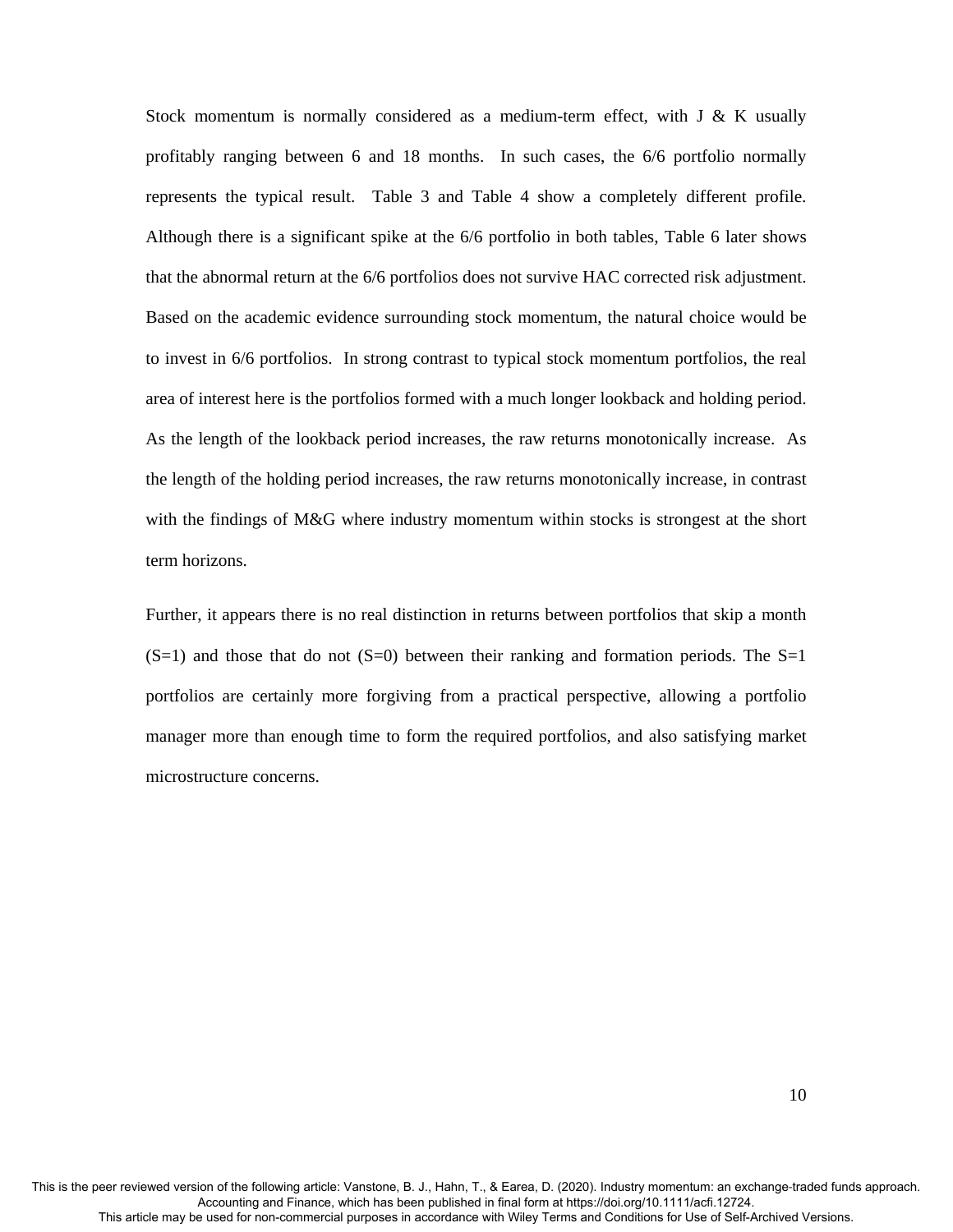Stock momentum is normally considered as a medium-term effect, with J & K usually profitably ranging between 6 and 18 months. In such cases, the 6/6 portfolio normally represents the typical result. Table 3 and Table 4 show a completely different profile. Although there is a significant spike at the 6/6 portfolio in both tables, Table 6 later shows that the abnormal return at the 6/6 portfolios does not survive HAC corrected risk adjustment. Based on the academic evidence surrounding stock momentum, the natural choice would be to invest in 6/6 portfolios. In strong contrast to typical stock momentum portfolios, the real area of interest here is the portfolios formed with a much longer lookback and holding period. As the length of the lookback period increases, the raw returns monotonically increase. As the length of the holding period increases, the raw returns monotonically increase, in contrast with the findings of M&G where industry momentum within stocks is strongest at the short term horizons.

Further, it appears there is no real distinction in returns between portfolios that skip a month (S=1) and those that do not (S=0) between their ranking and formation periods. The S=1 portfolios are certainly more forgiving from a practical perspective, allowing a portfolio manager more than enough time to form the required portfolios, and also satisfying market microstructure concerns.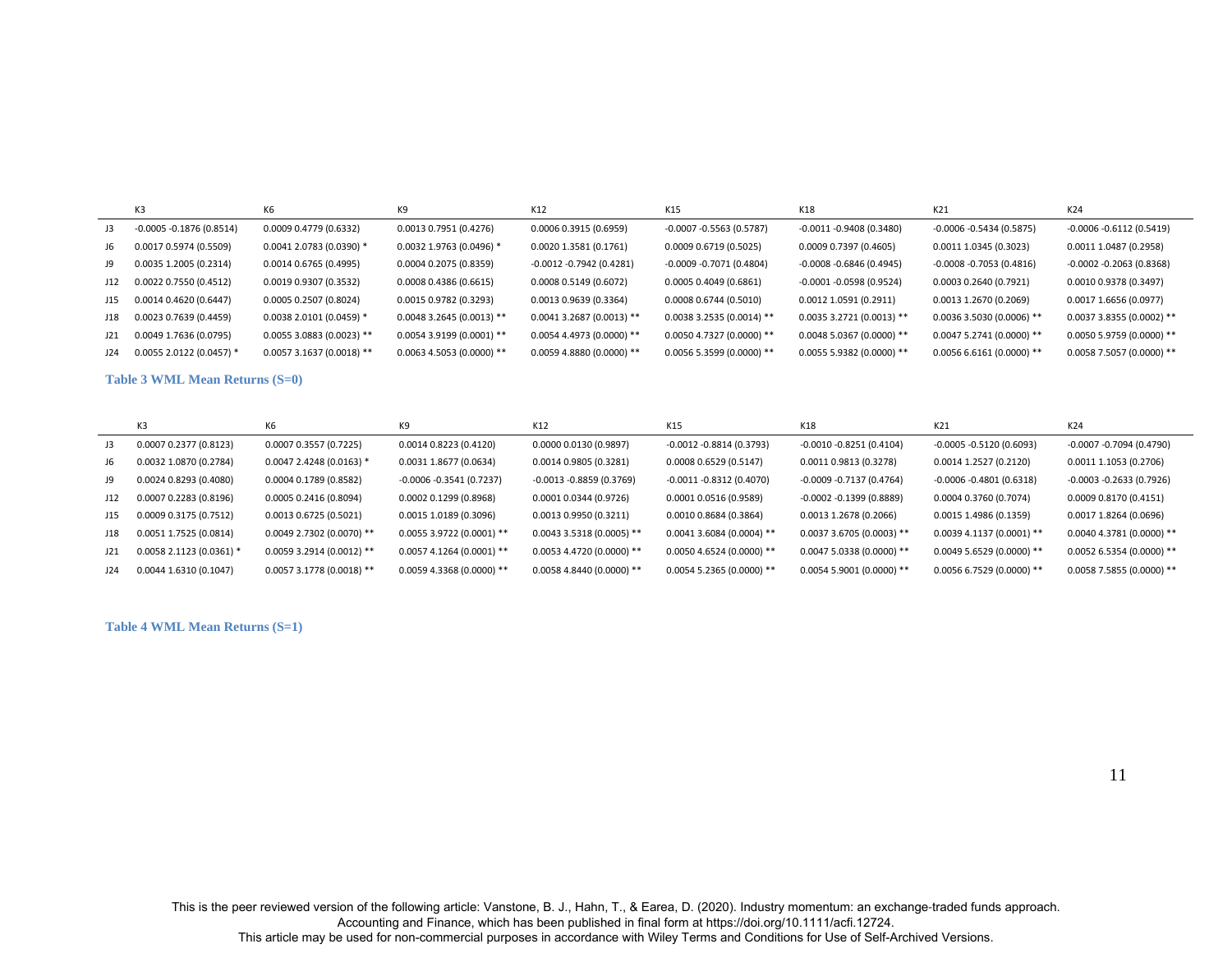| | K3 | K6 | K9 | K12 | K15 | K18 | K21 | K24 |
|---|---|---|---|---|---|---|---|---|
| J3 | -0.0005 -0.1876 (0.8514) | 0.0009 0.4779 (0.6332) | 0.0013 0.7951 (0.4276) | 0.0006 0.3915 (0.6959) | -0.0007 -0.5563 (0.5787) | -0.0011 -0.9408 (0.3480) | -0.0006 -0.5434 (0.5875) | -0.0006 -0.6112 (0.5419) |
| J6 | 0.0017 0.5974 (0.5509) | 0.0041 2.0783 (0.0390) * | 0.0032 1.9763 (0.0496) * | 0.0020 1.3581 (0.1761) | 0.0009 0.6719 (0.5025) | 0.0009 0.7397 (0.4605) | 0.0011 1.0345 (0.3023) | 0.0011 1.0487 (0.2958) |
| J9 | 0.0035 1.2005 (0.2314) | 0.0014 0.6765 (0.4995) | 0.0004 0.2075 (0.8359) | -0.0012 -0.7942 (0.4281) | -0.0009 -0.7071 (0.4804) | -0.0008 -0.6846 (0.4945) | -0.0008 -0.7053 (0.4816) | -0.0002 -0.2063 (0.8368) |
| J12 | 0.0022 0.7550 (0.4512) | 0.0019 0.9307 (0.3532) | 0.0008 0.4386 (0.6615) | 0.0008 0.5149 (0.6072) | 0.0005 0.4049 (0.6861) | -0.0001 -0.0598 (0.9524) | 0.0003 0.2640 (0.7921) | 0.0010 0.9378 (0.3497) |
| J15 | 0.0014 0.4620 (0.6447) | 0.0005 0.2507 (0.8024) | 0.0015 0.9782 (0.3293) | 0.0013 0.9639 (0.3364) | 0.0008 0.6744 (0.5010) | 0.0012 1.0591 (0.2911) | 0.0013 1.2670 (0.2069) | 0.0017 1.6656 (0.0977) |
| J18 | 0.0023 0.7639 (0.4459) | 0.0038 2.0101 (0.0459) * | 0.0048 3.2645 (0.0013) ** | 0.0041 3.2687 (0.0013) ** | 0.0038 3.2535 (0.0014) ** | 0.0035 3.2721 (0.0013) ** | 0.0036 3.5030 (0.0006) ** | 0.0037 3.8355 (0.0002) ** |
| J21 | 0.0049 1.7636 (0.0795) | 0.0055 3.0883 (0.0023) ** | 0.0054 3.9199 (0.0001) ** | 0.0054 4.4973 (0.0000) ** | 0.0050 4.7327 (0.0000) ** | 0.0048 5.0367 (0.0000) ** | 0.0047 5.2741 (0.0000) ** | 0.0050 5.9759 (0.0000) ** |
| J24 | 0.0055 2.0122 (0.0457) * | 0.0057 3.1637 (0.0018) ** | 0.0063 4.5053 (0.0000) ** | 0.0059 4.8880 (0.0000) ** | 0.0056 5.3599 (0.0000) ** | 0.0055 5.9382 (0.0000) ** | 0.0056 6.6161 (0.0000) ** | 0.0058 7.5057 (0.0000) ** |

**Table 3 WML Mean Returns (S=0)**

| | K3 | K6 | K9 | K12 | K15 | K18 | K21 | K24 |
|---|---|---|---|---|---|---|---|---|
| J3 | 0.0007 0.2377 (0.8123) | 0.0007 0.3557 (0.7225) | 0.0014 0.8223 (0.4120) | 0.0000 0.0130 (0.9897) | -0.0012 -0.8814 (0.3793) | -0.0010 -0.8251 (0.4104) | -0.0005 -0.5120 (0.6093) | -0.0007 -0.7094 (0.4790) |
| J6 | 0.0032 1.0870 (0.2784) | 0.0047 2.4248 (0.0163) * | 0.0031 1.8677 (0.0634) | 0.0014 0.9805 (0.3281) | 0.0008 0.6529 (0.5147) | 0.0011 0.9813 (0.3278) | 0.0014 1.2527 (0.2120) | 0.0011 1.1053 (0.2706) |
| J9 | 0.0024 0.8293 (0.4080) | 0.0004 0.1789 (0.8582) | -0.0006 -0.3541 (0.7237) | -0.0013 -0.8859 (0.3769) | -0.0011 -0.8312 (0.4070) | -0.0009 -0.7137 (0.4764) | -0.0006 -0.4801 (0.6318) | -0.0003 -0.2633 (0.7926) |
| J12 | 0.0007 0.2283 (0.8196) | 0.0005 0.2416 (0.8094) | 0.0002 0.1299 (0.8968) | 0.0001 0.0344 (0.9726) | 0.0001 0.0516 (0.9589) | -0.0002 -0.1399 (0.8889) | 0.0004 0.3760 (0.7074) | 0.0009 0.8170 (0.4151) |
| J15 | 0.0009 0.3175 (0.7512) | 0.0013 0.6725 (0.5021) | 0.0015 1.0189 (0.3096) | 0.0013 0.9950 (0.3211) | 0.0010 0.8684 (0.3864) | 0.0013 1.2678 (0.2066) | 0.0015 1.4986 (0.1359) | 0.0017 1.8264 (0.0696) |
| J18 | 0.0051 1.7525 (0.0814) | 0.0049 2.7302 (0.0070) ** | 0.0055 3.9722 (0.0001) ** | 0.0043 3.5318 (0.0005) ** | 0.0041 3.6084 (0.0004) ** | 0.0037 3.6705 (0.0003) ** | 0.0039 4.1137 (0.0001) ** | 0.0040 4.3781 (0.0000) ** |
| J21 | 0.0058 2.1123 (0.0361) * | 0.0059 3.2914 (0.0012) ** | 0.0057 4.1264 (0.0001) ** | 0.0053 4.4720 (0.0000) ** | 0.0050 4.6524 (0.0000) ** | 0.0047 5.0338 (0.0000) ** | 0.0049 5.6529 (0.0000) ** | 0.0052 6.5354 (0.0000) ** |
| J24 | 0.0044 1.6310 (0.1047) | 0.0057 3.1778 (0.0018) ** | 0.0059 4.3368 (0.0000) ** | 0.0058 4.8440 (0.0000) ** | 0.0054 5.2365 (0.0000) ** | 0.0054 5.9001 (0.0000) ** | 0.0056 6.7529 (0.0000) ** | 0.0058 7.5855 (0.0000) ** |

**Table 4 WML Mean Returns (S=1)**

This is the peer reviewed version of the following article: Vanstone, B. J., Hahn, T., & Earea, D. (2020). Industry momentum: an exchange-traded funds approach. Accounting and Finance, which has been published in final form at https://doi.org/10.1111/acfi.12724.
This article may be used for non-commercial purposes in accordance with Wiley Terms and Conditions for Use of Self-Archived Versions.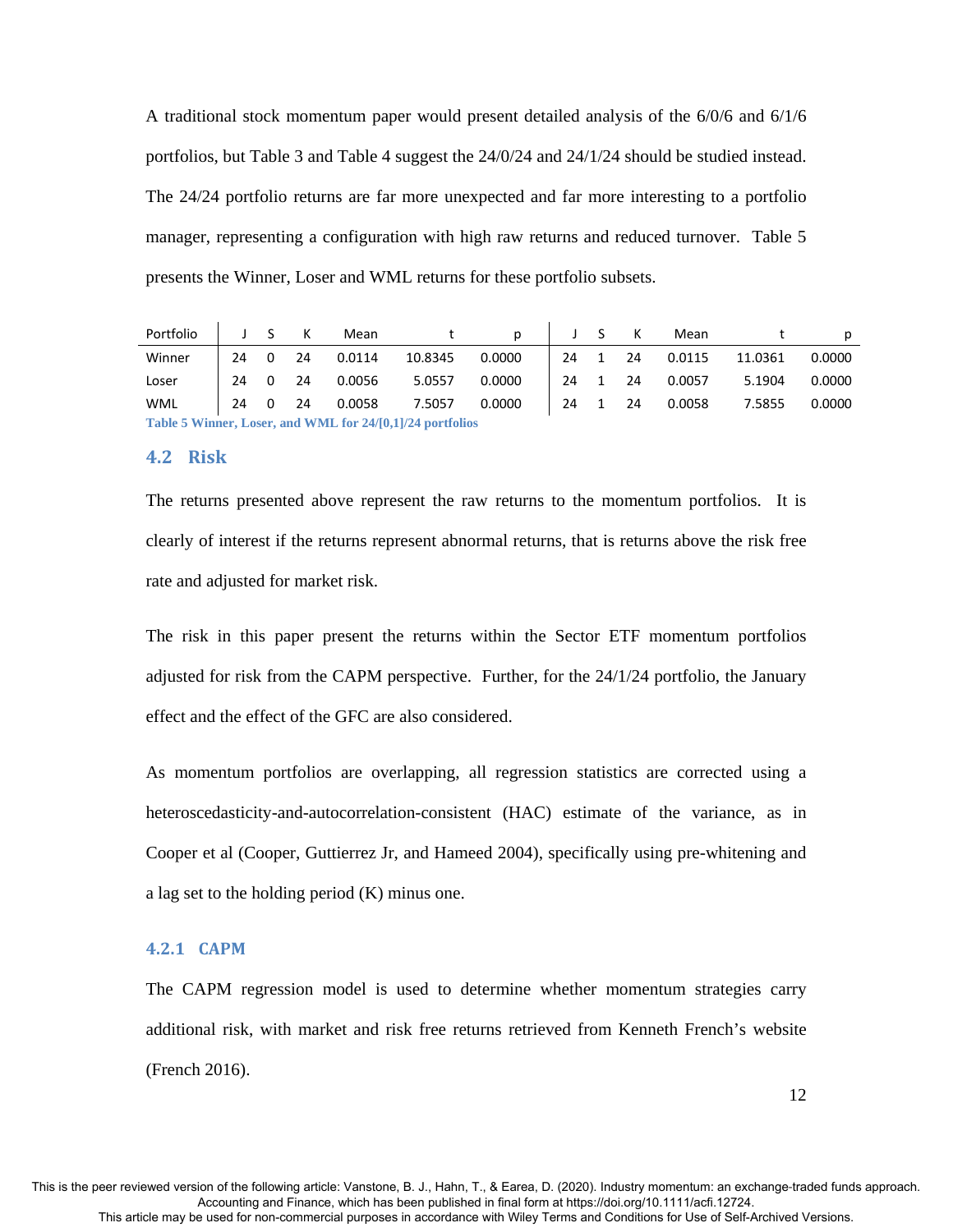A traditional stock momentum paper would present detailed analysis of the 6/0/6 and 6/1/6 portfolios, but Table 3 and Table 4 suggest the 24/0/24 and 24/1/24 should be studied instead. The 24/24 portfolio returns are far more unexpected and far more interesting to a portfolio manager, representing a configuration with high raw returns and reduced turnover. Table 5 presents the Winner, Loser and WML returns for these portfolio subsets.

| Portfolio | J | S | K | Mean | t | p | J | S | K | Mean | t | p |
|---|---|---|---|---|---|---|---|---|---|---|---|---|
| Winner | 24 | 0 | 24 | 0.0114 | 10.8345 | 0.0000 | 24 | 1 | 24 | 0.0115 | 11.0361 | 0.0000 |
| Loser | 24 | 0 | 24 | 0.0056 | 5.0557 | 0.0000 | 24 | 1 | 24 | 0.0057 | 5.1904 | 0.0000 |
| WML | 24 | 0 | 24 | 0.0058 | 7.5057 | 0.0000 | 24 | 1 | 24 | 0.0058 | 7.5855 | 0.0000 |

Table 5 Winner, Loser, and WML for 24/[0,1]/24 portfolios

## 4.2 Risk

The returns presented above represent the raw returns to the momentum portfolios. It is clearly of interest if the returns represent abnormal returns, that is returns above the risk free rate and adjusted for market risk.

The risk in this paper present the returns within the Sector ETF momentum portfolios adjusted for risk from the CAPM perspective. Further, for the 24/1/24 portfolio, the January effect and the effect of the GFC are also considered.

As momentum portfolios are overlapping, all regression statistics are corrected using a heteroscedasticity-and-autocorrelation-consistent (HAC) estimate of the variance, as in Cooper et al (Cooper, Guttierrez Jr, and Hameed 2004), specifically using pre-whitening and a lag set to the holding period (K) minus one.

### 4.2.1 CAPM

The CAPM regression model is used to determine whether momentum strategies carry additional risk, with market and risk free returns retrieved from Kenneth French's website (French 2016).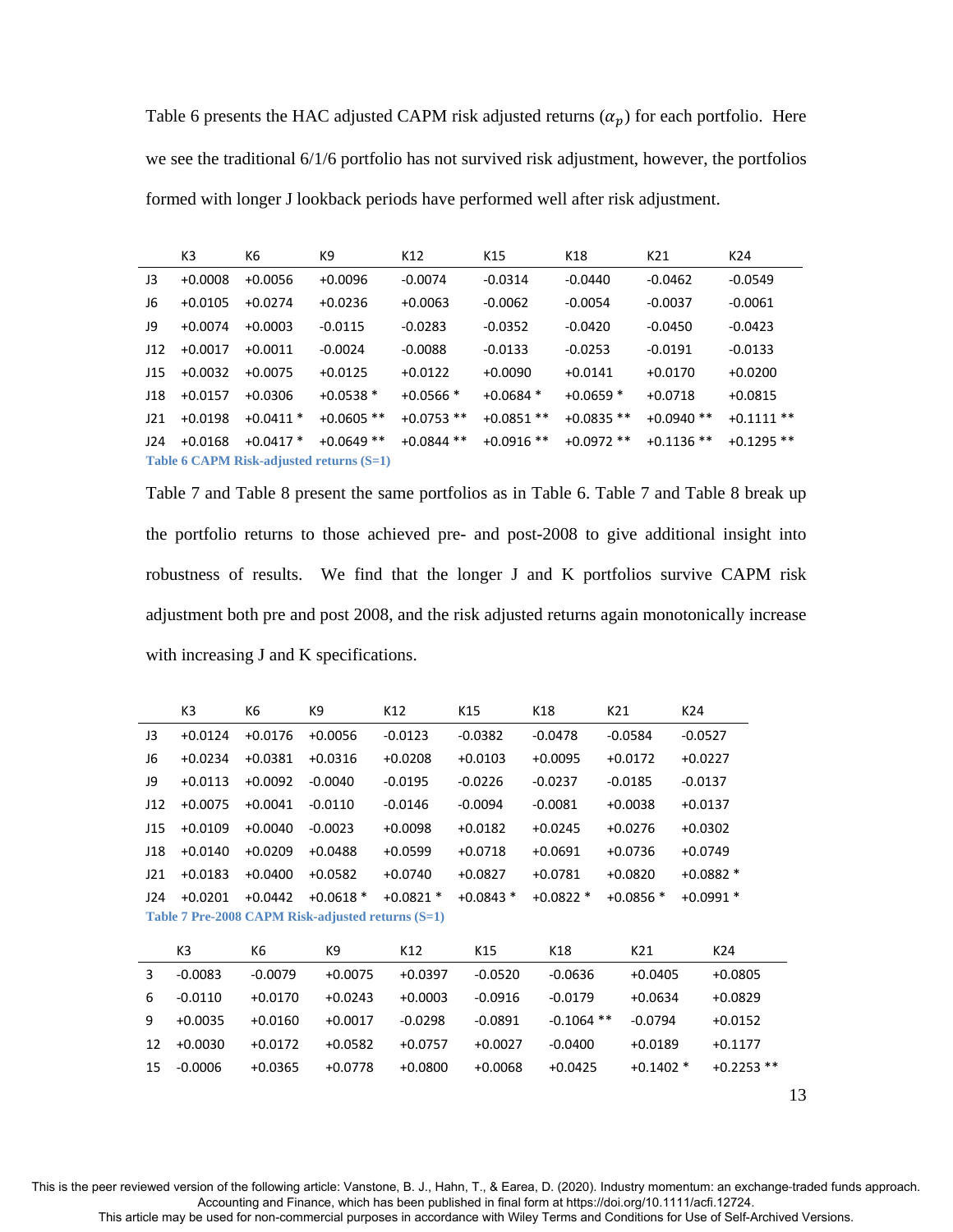Table 6 presents the HAC adjusted CAPM risk adjusted returns ($\alpha_p$) for each portfolio. Here we see the traditional 6/1/6 portfolio has not survived risk adjustment, however, the portfolios formed with longer J lookback periods have performed well after risk adjustment.

| | K3 | K6 | K9 | K12 | K15 | K18 | K21 | K24 |
|---|---|---|---|---|---|---|---|---|
| J3 | +0.0008 | +0.0056 | +0.0096 | -0.0074 | -0.0314 | -0.0440 | -0.0462 | -0.0549 |
| J6 | +0.0105 | +0.0274 | +0.0236 | +0.0063 | -0.0062 | -0.0054 | -0.0037 | -0.0061 |
| J9 | +0.0074 | +0.0003 | -0.0115 | -0.0283 | -0.0352 | -0.0420 | -0.0450 | -0.0423 |
| J12 | +0.0017 | +0.0011 | -0.0024 | -0.0088 | -0.0133 | -0.0253 | -0.0191 | -0.0133 |
| J15 | +0.0032 | +0.0075 | +0.0125 | +0.0122 | +0.0090 | +0.0141 | +0.0170 | +0.0200 |
| J18 | +0.0157 | +0.0306 | +0.0538 * | +0.0566 * | +0.0684 * | +0.0659 * | +0.0718 | +0.0815 |
| J21 | +0.0198 | +0.0411 * | +0.0605 ** | +0.0753 ** | +0.0851 ** | +0.0835 ** | +0.0940 ** | +0.1111 ** |
| J24 | +0.0168 | +0.0417 * | +0.0649 ** | +0.0844 ** | +0.0916 ** | +0.0972 ** | +0.1136 ** | +0.1295 ** |

**Table 6 CAPM Risk-adjusted returns (S=1)**

Table 7 and Table 8 present the same portfolios as in Table 6. Table 7 and Table 8 break up the portfolio returns to those achieved pre- and post-2008 to give additional insight into robustness of results. We find that the longer J and K portfolios survive CAPM risk adjustment both pre and post 2008, and the risk adjusted returns again monotonically increase with increasing J and K specifications.

| | K3 | K6 | K9 | K12 | K15 | K18 | K21 | K24 |
|---|---|---|---|---|---|---|---|---|
| J3 | +0.0124 | +0.0176 | +0.0056 | -0.0123 | -0.0382 | -0.0478 | -0.0584 | -0.0527 |
| J6 | +0.0234 | +0.0381 | +0.0316 | +0.0208 | +0.0103 | +0.0095 | +0.0172 | +0.0227 |
| J9 | +0.0113 | +0.0092 | -0.0040 | -0.0195 | -0.0226 | -0.0237 | -0.0185 | -0.0137 |
| J12 | +0.0075 | +0.0041 | -0.0110 | -0.0146 | -0.0094 | -0.0081 | +0.0038 | +0.0137 |
| J15 | +0.0109 | +0.0040 | -0.0023 | +0.0098 | +0.0182 | +0.0245 | +0.0276 | +0.0302 |
| J18 | +0.0140 | +0.0209 | +0.0488 | +0.0599 | +0.0718 | +0.0691 | +0.0736 | +0.0749 |
| J21 | +0.0183 | +0.0400 | +0.0582 | +0.0740 | +0.0827 | +0.0781 | +0.0820 | +0.0882 * |
| J24 | +0.0201 | +0.0442 | +0.0618 * | +0.0821 * | +0.0843 * | +0.0822 * | +0.0856 * | +0.0991 * |

**Table 7 Pre-2008 CAPM Risk-adjusted returns (S=1)**

| | K3 | K6 | K9 | K12 | K15 | K18 | K21 | K24 |
|---|---|---|---|---|---|---|---|---|
| 3 | -0.0083 | -0.0079 | +0.0075 | +0.0397 | -0.0520 | -0.0636 | +0.0405 | +0.0805 |
| 6 | -0.0110 | +0.0170 | +0.0243 | +0.0003 | -0.0916 | -0.0179 | +0.0634 | +0.0829 |
| 9 | +0.0035 | +0.0160 | +0.0017 | -0.0298 | -0.0891 | -0.1064 ** | -0.0794 | +0.0152 |
| 12 | +0.0030 | +0.0172 | +0.0582 | +0.0757 | +0.0027 | -0.0400 | +0.0189 | +0.1177 |
| 15 | -0.0006 | +0.0365 | +0.0778 | +0.0800 | +0.0068 | +0.0425 | +0.1402 * | +0.2253 ** |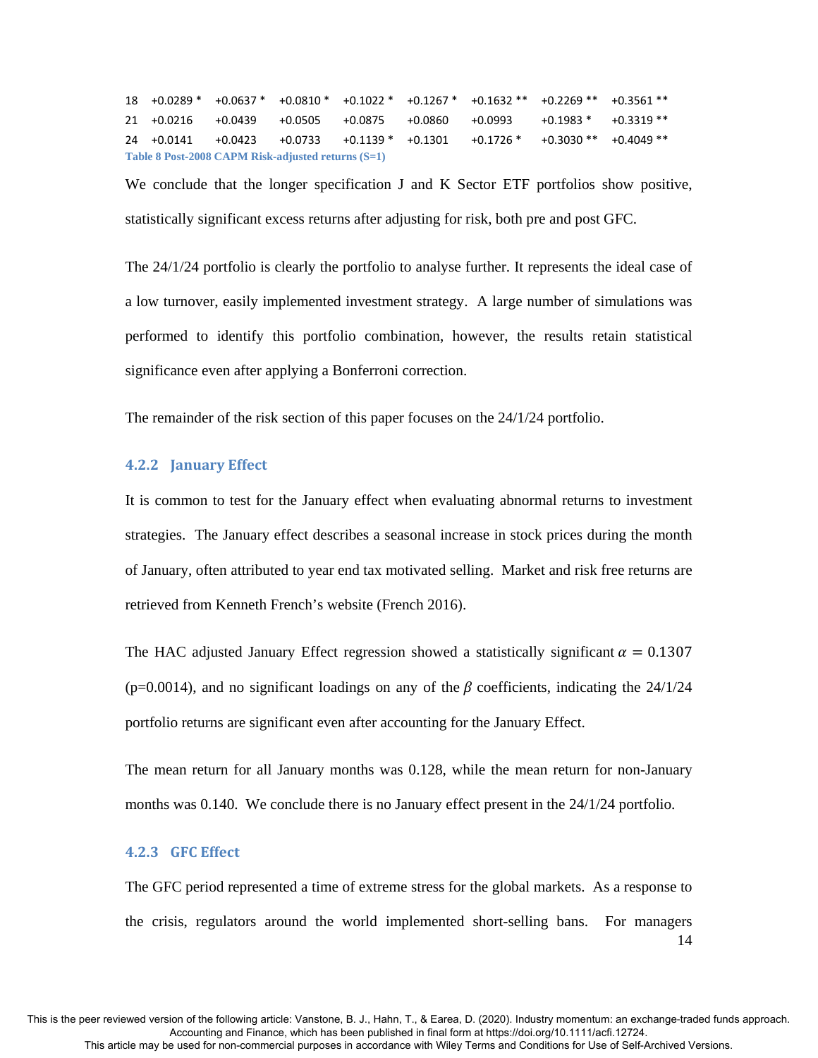| | | | | | | | | |
|---|---|---|---|---|---|---|---|---|
| 18 | +0.0289 * | +0.0637 * | +0.0810 * | +0.1022 * | +0.1267 * | +0.1632 ** | +0.2269 ** | +0.3561 ** |
| 21 | +0.0216 | +0.0439 | +0.0505 | +0.0875 | +0.0860 | +0.0993 | +0.1983 * | +0.3319 ** |
| 24 | +0.0141 | +0.0423 | +0.0733 | +0.1139 * | +0.1301 | +0.1726 * | +0.3030 ** | +0.4049 ** |

Table 8 Post-2008 CAPM Risk-adjusted returns (S=1)

We conclude that the longer specification J and K Sector ETF portfolios show positive, statistically significant excess returns after adjusting for risk, both pre and post GFC.

The 24/1/24 portfolio is clearly the portfolio to analyse further. It represents the ideal case of a low turnover, easily implemented investment strategy. A large number of simulations was performed to identify this portfolio combination, however, the results retain statistical significance even after applying a Bonferroni correction.

The remainder of the risk section of this paper focuses on the 24/1/24 portfolio.

### 4.2.2 January Effect

It is common to test for the January effect when evaluating abnormal returns to investment strategies. The January effect describes a seasonal increase in stock prices during the month of January, often attributed to year end tax motivated selling. Market and risk free returns are retrieved from Kenneth French's website (French 2016).

The HAC adjusted January Effect regression showed a statistically significant $\alpha = 0.1307$ (p=0.0014), and no significant loadings on any of the $\beta$ coefficients, indicating the 24/1/24 portfolio returns are significant even after accounting for the January Effect.

The mean return for all January months was 0.128, while the mean return for non-January months was 0.140. We conclude there is no January effect present in the 24/1/24 portfolio.

### 4.2.3 GFC Effect

The GFC period represented a time of extreme stress for the global markets. As a response to the crisis, regulators around the world implemented short-selling bans. For managers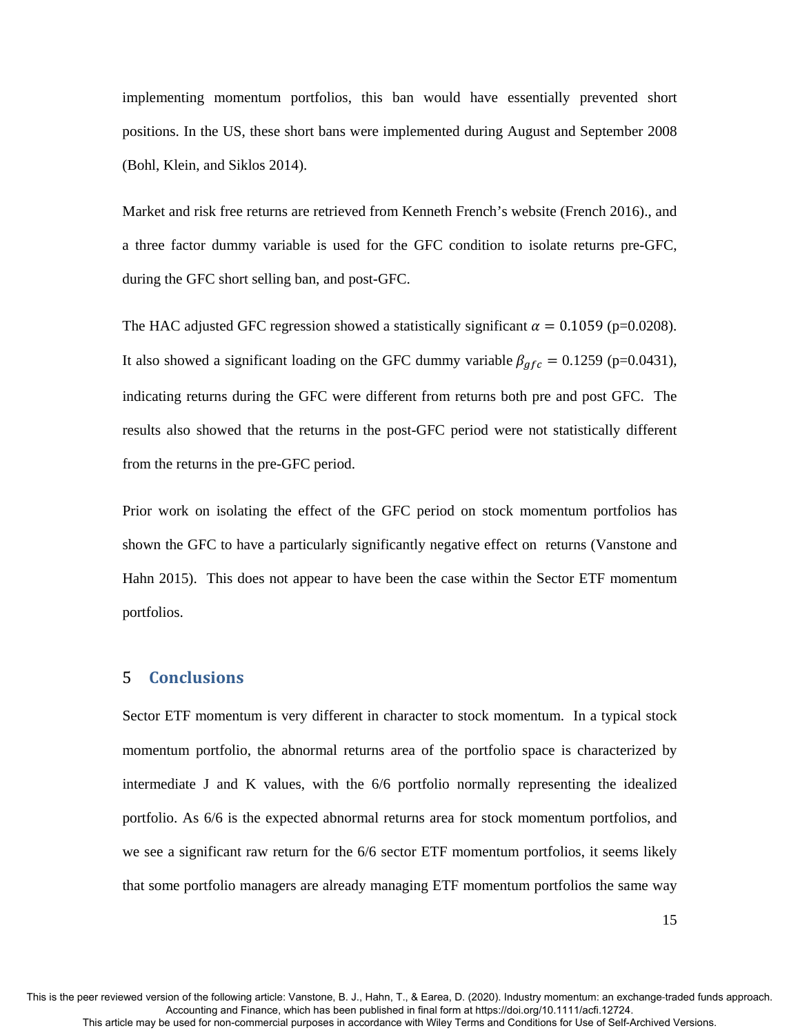implementing momentum portfolios, this ban would have essentially prevented short positions. In the US, these short bans were implemented during August and September 2008 (Bohl, Klein, and Siklos 2014).

Market and risk free returns are retrieved from Kenneth French's website (French 2016)., and a three factor dummy variable is used for the GFC condition to isolate returns pre-GFC, during the GFC short selling ban, and post-GFC.

The HAC adjusted GFC regression showed a statistically significant $\alpha = 0.1059$ (p=0.0208). It also showed a significant loading on the GFC dummy variable $\beta_{gfc} = 0.1259$ (p=0.0431), indicating returns during the GFC were different from returns both pre and post GFC. The results also showed that the returns in the post-GFC period were not statistically different from the returns in the pre-GFC period.

Prior work on isolating the effect of the GFC period on stock momentum portfolios has shown the GFC to have a particularly significantly negative effect on returns (Vanstone and Hahn 2015). This does not appear to have been the case within the Sector ETF momentum portfolios.

## 5 Conclusions

Sector ETF momentum is very different in character to stock momentum. In a typical stock momentum portfolio, the abnormal returns area of the portfolio space is characterized by intermediate J and K values, with the 6/6 portfolio normally representing the idealized portfolio. As 6/6 is the expected abnormal returns area for stock momentum portfolios, and we see a significant raw return for the 6/6 sector ETF momentum portfolios, it seems likely that some portfolio managers are already managing ETF momentum portfolios the same way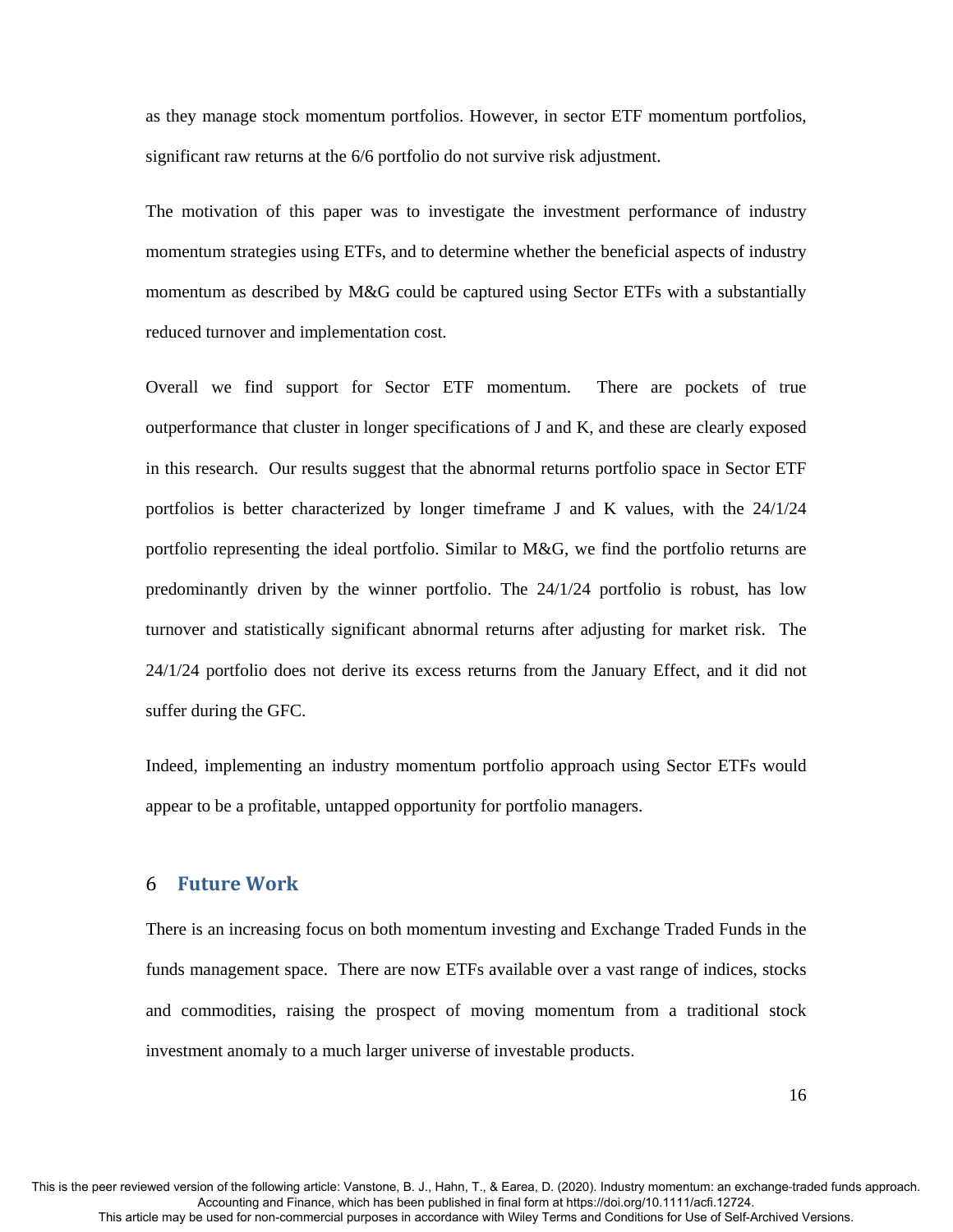as they manage stock momentum portfolios. However, in sector ETF momentum portfolios, significant raw returns at the 6/6 portfolio do not survive risk adjustment.

The motivation of this paper was to investigate the investment performance of industry momentum strategies using ETFs, and to determine whether the beneficial aspects of industry momentum as described by M&G could be captured using Sector ETFs with a substantially reduced turnover and implementation cost.

Overall we find support for Sector ETF momentum. There are pockets of true outperformance that cluster in longer specifications of J and K, and these are clearly exposed in this research. Our results suggest that the abnormal returns portfolio space in Sector ETF portfolios is better characterized by longer timeframe J and K values, with the 24/1/24 portfolio representing the ideal portfolio. Similar to M&G, we find the portfolio returns are predominantly driven by the winner portfolio. The 24/1/24 portfolio is robust, has low turnover and statistically significant abnormal returns after adjusting for market risk. The 24/1/24 portfolio does not derive its excess returns from the January Effect, and it did not suffer during the GFC.

Indeed, implementing an industry momentum portfolio approach using Sector ETFs would appear to be a profitable, untapped opportunity for portfolio managers.

# 6 Future Work

There is an increasing focus on both momentum investing and Exchange Traded Funds in the funds management space. There are now ETFs available over a vast range of indices, stocks and commodities, raising the prospect of moving momentum from a traditional stock investment anomaly to a much larger universe of investable products.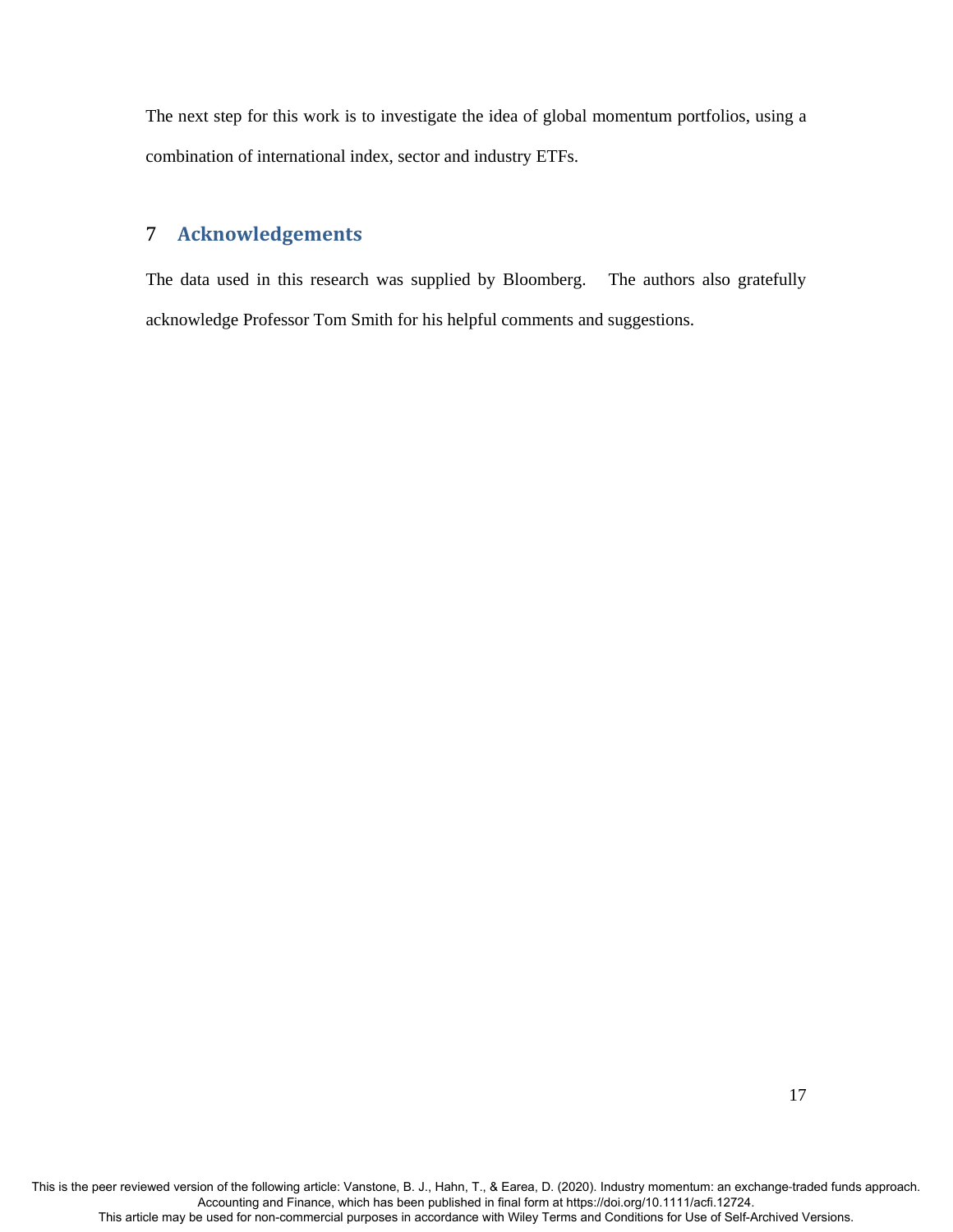The next step for this work is to investigate the idea of global momentum portfolios, using a combination of international index, sector and industry ETFs.

## 7 Acknowledgements

The data used in this research was supplied by Bloomberg. The authors also gratefully acknowledge Professor Tom Smith for his helpful comments and suggestions.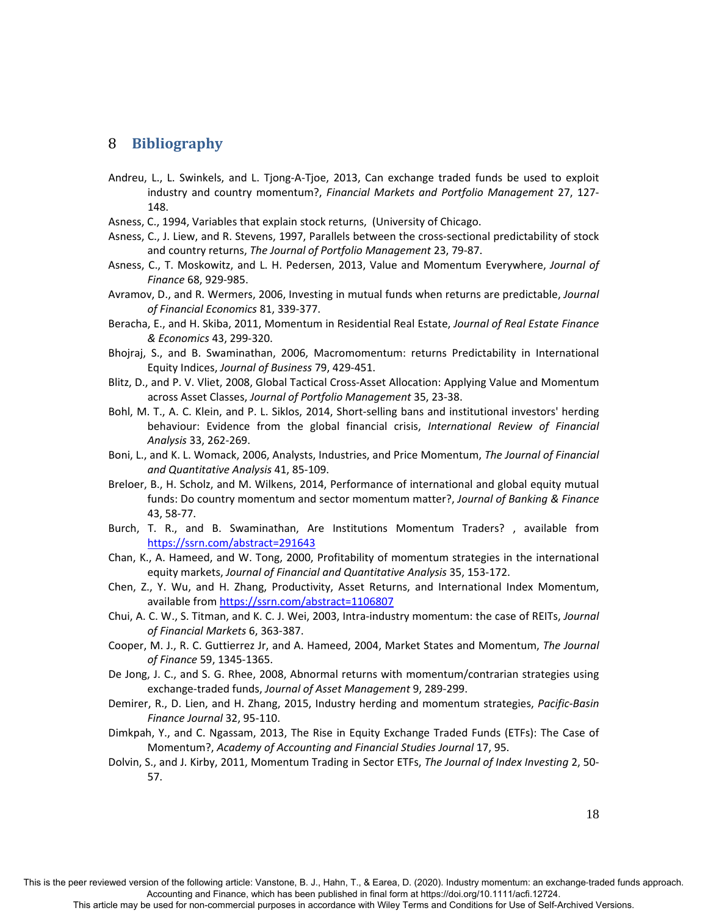## 8 Bibliography

Andreu, L., L. Swinkels, and L. Tjong-A-Tjoe, 2013, Can exchange traded funds be used to exploit industry and country momentum?, *Financial Markets and Portfolio Management* 27, 127-148.

Asness, C., 1994, Variables that explain stock returns, (University of Chicago.

Asness, C., J. Liew, and R. Stevens, 1997, Parallels between the cross-sectional predictability of stock and country returns, *The Journal of Portfolio Management* 23, 79-87.

Asness, C., T. Moskowitz, and L. H. Pedersen, 2013, Value and Momentum Everywhere, *Journal of Finance* 68, 929-985.

Avramov, D., and R. Wermers, 2006, Investing in mutual funds when returns are predictable, *Journal of Financial Economics* 81, 339-377.

Beracha, E., and H. Skiba, 2011, Momentum in Residential Real Estate, *Journal of Real Estate Finance & Economics* 43, 299-320.

Bhojraj, S., and B. Swaminathan, 2006, Macromomentum: returns Predictability in International Equity Indices, *Journal of Business* 79, 429-451.

Blitz, D., and P. V. Vliet, 2008, Global Tactical Cross-Asset Allocation: Applying Value and Momentum across Asset Classes, *Journal of Portfolio Management* 35, 23-38.

Bohl, M. T., A. C. Klein, and P. L. Siklos, 2014, Short-selling bans and institutional investors' herding behaviour: Evidence from the global financial crisis, *International Review of Financial Analysis* 33, 262-269.

Boni, L., and K. L. Womack, 2006, Analysts, Industries, and Price Momentum, *The Journal of Financial and Quantitative Analysis* 41, 85-109.

Breloer, B., H. Scholz, and M. Wilkens, 2014, Performance of international and global equity mutual funds: Do country momentum and sector momentum matter?, *Journal of Banking & Finance* 43, 58-77.

Burch, T. R., and B. Swaminathan, Are Institutions Momentum Traders? , available from https://ssrn.com/abstract=291643

Chan, K., A. Hameed, and W. Tong, 2000, Profitability of momentum strategies in the international equity markets, *Journal of Financial and Quantitative Analysis* 35, 153-172.

Chen, Z., Y. Wu, and H. Zhang, Productivity, Asset Returns, and International Index Momentum, available from https://ssrn.com/abstract=1106807

Chui, A. C. W., S. Titman, and K. C. J. Wei, 2003, Intra-industry momentum: the case of REITs, *Journal of Financial Markets* 6, 363-387.

Cooper, M. J., R. C. Guttierrez Jr, and A. Hameed, 2004, Market States and Momentum, *The Journal of Finance* 59, 1345-1365.

De Jong, J. C., and S. G. Rhee, 2008, Abnormal returns with momentum/contrarian strategies using exchange-traded funds, *Journal of Asset Management* 9, 289-299.

Demirer, R., D. Lien, and H. Zhang, 2015, Industry herding and momentum strategies, *Pacific-Basin Finance Journal* 32, 95-110.

Dimkpah, Y., and C. Ngassam, 2013, The Rise in Equity Exchange Traded Funds (ETFs): The Case of Momentum?, *Academy of Accounting and Financial Studies Journal* 17, 95.

Dolvin, S., and J. Kirby, 2011, Momentum Trading in Sector ETFs, *The Journal of Index Investing* 2, 50-57.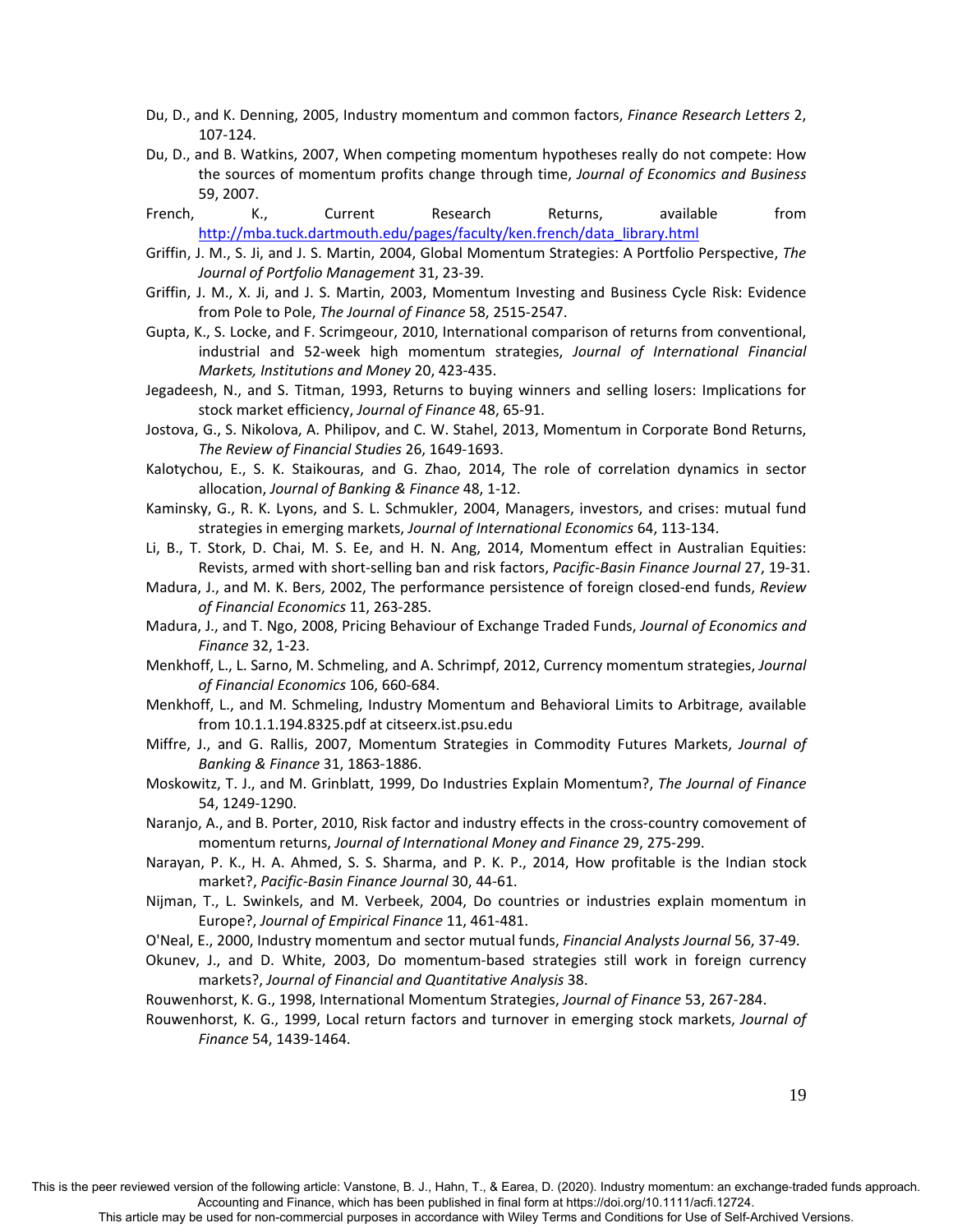Du, D., and K. Denning, 2005, Industry momentum and common factors, *Finance Research Letters* 2, 107-124.

Du, D., and B. Watkins, 2007, When competing momentum hypotheses really do not compete: How the sources of momentum profits change through time, *Journal of Economics and Business* 59, 2007.

French, K., Current Research Returns, available from http://mba.tuck.dartmouth.edu/pages/faculty/ken.french/data_library.html

Griffin, J. M., S. Ji, and J. S. Martin, 2004, Global Momentum Strategies: A Portfolio Perspective, *The Journal of Portfolio Management* 31, 23-39.

Griffin, J. M., X. Ji, and J. S. Martin, 2003, Momentum Investing and Business Cycle Risk: Evidence from Pole to Pole, *The Journal of Finance* 58, 2515-2547.

Gupta, K., S. Locke, and F. Scrimgeour, 2010, International comparison of returns from conventional, industrial and 52-week high momentum strategies, *Journal of International Financial Markets, Institutions and Money* 20, 423-435.

Jegadeesh, N., and S. Titman, 1993, Returns to buying winners and selling losers: Implications for stock market efficiency, *Journal of Finance* 48, 65-91.

Jostova, G., S. Nikolova, A. Philipov, and C. W. Stahel, 2013, Momentum in Corporate Bond Returns, *The Review of Financial Studies* 26, 1649-1693.

Kalotychou, E., S. K. Staikouras, and G. Zhao, 2014, The role of correlation dynamics in sector allocation, *Journal of Banking & Finance* 48, 1-12.

Kaminsky, G., R. K. Lyons, and S. L. Schmukler, 2004, Managers, investors, and crises: mutual fund strategies in emerging markets, *Journal of International Economics* 64, 113-134.

Li, B., T. Stork, D. Chai, M. S. Ee, and H. N. Ang, 2014, Momentum effect in Australian Equities: Revists, armed with short-selling ban and risk factors, *Pacific-Basin Finance Journal* 27, 19-31.

Madura, J., and M. K. Bers, 2002, The performance persistence of foreign closed-end funds, *Review of Financial Economics* 11, 263-285.

Madura, J., and T. Ngo, 2008, Pricing Behaviour of Exchange Traded Funds, *Journal of Economics and Finance* 32, 1-23.

Menkhoff, L., L. Sarno, M. Schmeling, and A. Schrimpf, 2012, Currency momentum strategies, *Journal of Financial Economics* 106, 660-684.

Menkhoff, L., and M. Schmeling, Industry Momentum and Behavioral Limits to Arbitrage, available from 10.1.1.194.8325.pdf at citseerx.ist.psu.edu

Miffre, J., and G. Rallis, 2007, Momentum Strategies in Commodity Futures Markets, *Journal of Banking & Finance* 31, 1863-1886.

Moskowitz, T. J., and M. Grinblatt, 1999, Do Industries Explain Momentum?, *The Journal of Finance* 54, 1249-1290.

Naranjo, A., and B. Porter, 2010, Risk factor and industry effects in the cross-country comovement of momentum returns, *Journal of International Money and Finance* 29, 275-299.

Narayan, P. K., H. A. Ahmed, S. S. Sharma, and P. K. P., 2014, How profitable is the Indian stock market?, *Pacific-Basin Finance Journal* 30, 44-61.

Nijman, T., L. Swinkels, and M. Verbeek, 2004, Do countries or industries explain momentum in Europe?, *Journal of Empirical Finance* 11, 461-481.

O'Neal, E., 2000, Industry momentum and sector mutual funds, *Financial Analysts Journal* 56, 37-49.

Okunev, J., and D. White, 2003, Do momentum-based strategies still work in foreign currency markets?, *Journal of Financial and Quantitative Analysis* 38.

Rouwenhorst, K. G., 1998, International Momentum Strategies, *Journal of Finance* 53, 267-284.

Rouwenhorst, K. G., 1999, Local return factors and turnover in emerging stock markets, *Journal of Finance* 54, 1439-1464.

This is the peer reviewed version of the following article: Vanstone, B. J., Hahn, T., & Earea, D. (2020). Industry momentum: an exchange-traded funds approach. Accounting and Finance, which has been published in final form at https://doi.org/10.1111/acfi.12724.
This article may be used for non-commercial purposes in accordance with Wiley Terms and Conditions for Use of Self-Archived Versions.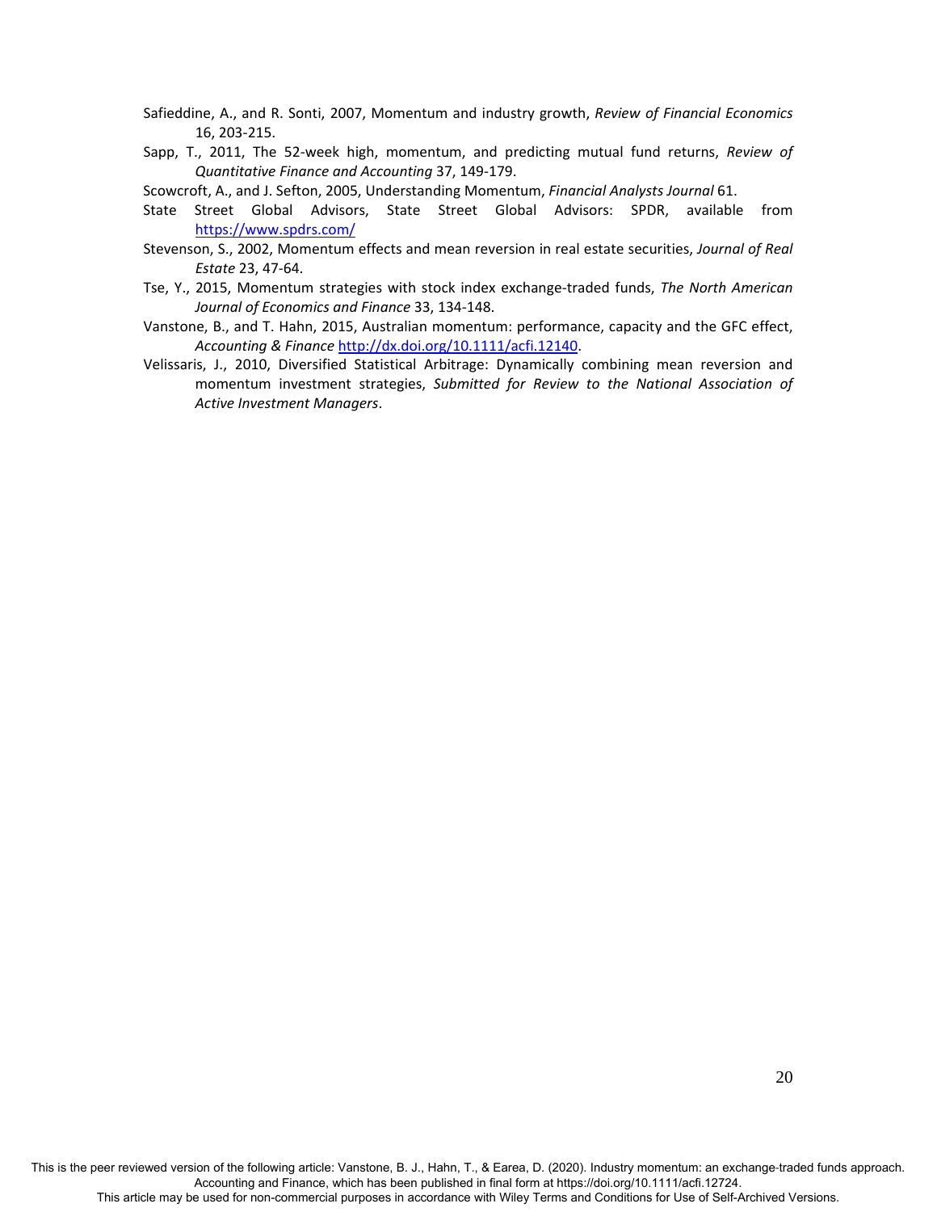Safieddine, A., and R. Sonti, 2007, Momentum and industry growth, *Review of Financial Economics* 16, 203-215.

Sapp, T., 2011, The 52-week high, momentum, and predicting mutual fund returns, *Review of Quantitative Finance and Accounting* 37, 149-179.

Scowcroft, A., and J. Sefton, 2005, Understanding Momentum, *Financial Analysts Journal* 61.

State Street Global Advisors, State Street Global Advisors: SPDR, available from https://www.spdrs.com/

Stevenson, S., 2002, Momentum effects and mean reversion in real estate securities, *Journal of Real Estate* 23, 47-64.

Tse, Y., 2015, Momentum strategies with stock index exchange-traded funds, *The North American Journal of Economics and Finance* 33, 134-148.

Vanstone, B., and T. Hahn, 2015, Australian momentum: performance, capacity and the GFC effect, *Accounting & Finance* http://dx.doi.org/10.1111/acfi.12140.

Velissaris, J., 2010, Diversified Statistical Arbitrage: Dynamically combining mean reversion and momentum investment strategies, *Submitted for Review to the National Association of Active Investment Managers*.